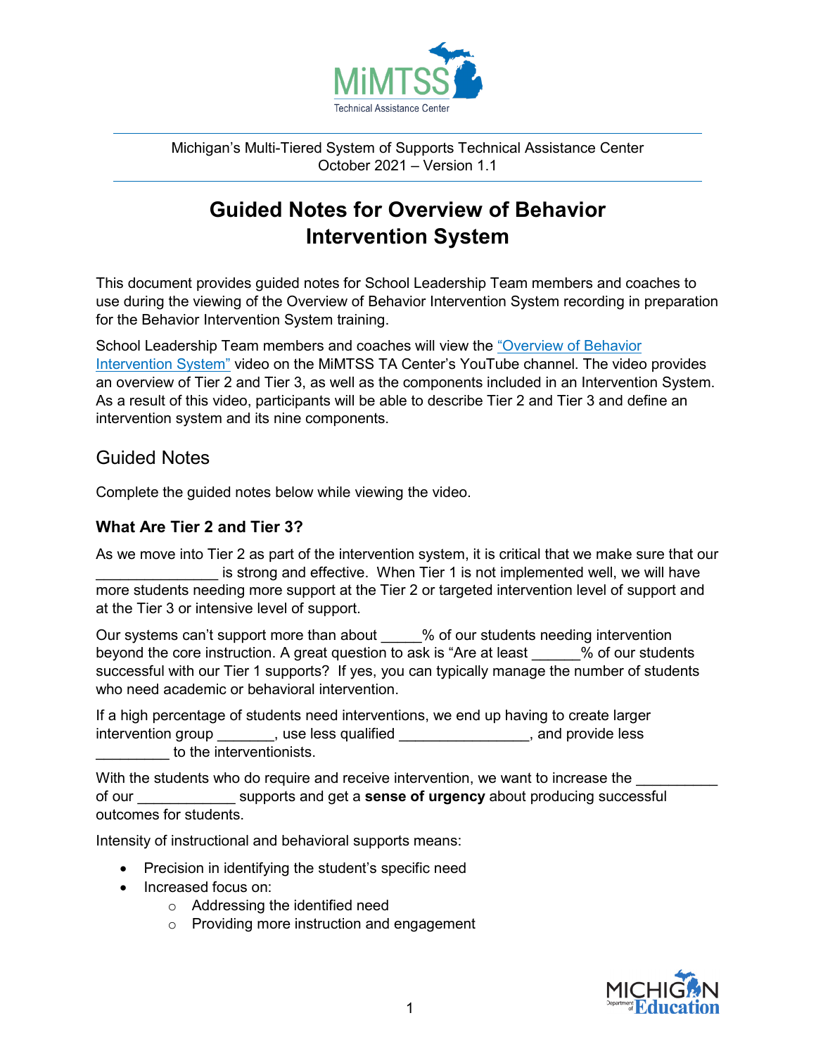Michigan's Multi-Tiered System of Supports Technical Assistance Center
October 2021 – Version 1.1

# Guided Notes for Overview of Behavior Intervention System

This document provides guided notes for School Leadership Team members and coaches to use during the viewing of the Overview of Behavior Intervention System recording in preparation for the Behavior Intervention System training.

School Leadership Team members and coaches will view the "Overview of Behavior Intervention System" video on the MiMTSS TA Center's YouTube channel. The video provides an overview of Tier 2 and Tier 3, as well as the components included in an Intervention System. As a result of this video, participants will be able to describe Tier 2 and Tier 3 and define an intervention system and its nine components.

## Guided Notes

Complete the guided notes below while viewing the video.

### What Are Tier 2 and Tier 3?

As we move into Tier 2 as part of the intervention system, it is critical that we make sure that our _______________ is strong and effective. When Tier 1 is not implemented well, we will have more students needing more support at the Tier 2 or targeted intervention level of support and at the Tier 3 or intensive level of support.

Our systems can't support more than about _____% of our students needing intervention beyond the core instruction. A great question to ask is "Are at least ______% of our students successful with our Tier 1 supports? If yes, you can typically manage the number of students who need academic or behavioral intervention.

If a high percentage of students need interventions, we end up having to create larger intervention group _______, use less qualified ________________, and provide less _________ to the interventionists.

With the students who do require and receive intervention, we want to increase the __________ of our ____________ supports and get a **sense of urgency** about producing successful outcomes for students.

Intensity of instructional and behavioral supports means:

- Precision in identifying the student's specific need
- Increased focus on:
  - Addressing the identified need
  - Providing more instruction and engagement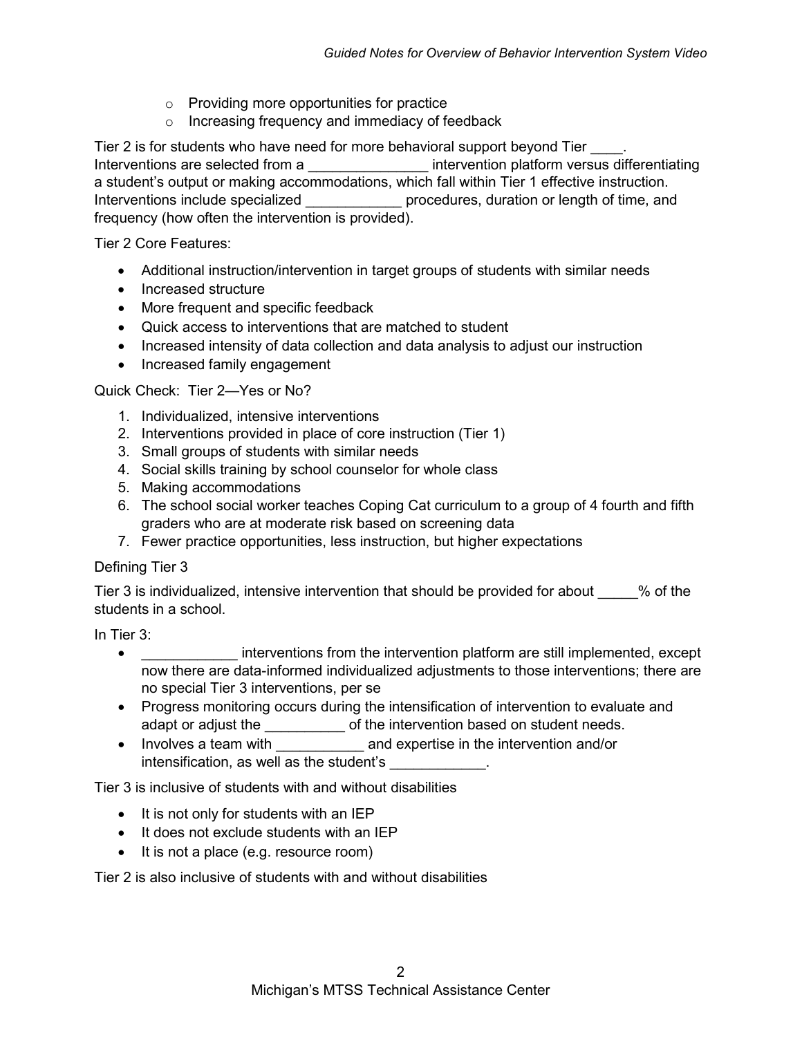- Providing more opportunities for practice
- Increasing frequency and immediacy of feedback

Tier 2 is for students who have need for more behavioral support beyond Tier ____. Interventions are selected from a _______________ intervention platform versus differentiating a student's output or making accommodations, which fall within Tier 1 effective instruction. Interventions include specialized ____________ procedures, duration or length of time, and frequency (how often the intervention is provided).

Tier 2 Core Features:

- Additional instruction/intervention in target groups of students with similar needs
- Increased structure
- More frequent and specific feedback
- Quick access to interventions that are matched to student
- Increased intensity of data collection and data analysis to adjust our instruction
- Increased family engagement

Quick Check: Tier 2—Yes or No?

1. Individualized, intensive interventions
2. Interventions provided in place of core instruction (Tier 1)
3. Small groups of students with similar needs
4. Social skills training by school counselor for whole class
5. Making accommodations
6. The school social worker teaches Coping Cat curriculum to a group of 4 fourth and fifth graders who are at moderate risk based on screening data
7. Fewer practice opportunities, less instruction, but higher expectations

Defining Tier 3

Tier 3 is individualized, intensive intervention that should be provided for about _____% of the students in a school.

In Tier 3:

- ____________ interventions from the intervention platform are still implemented, except now there are data-informed individualized adjustments to those interventions; there are no special Tier 3 interventions, per se
- Progress monitoring occurs during the intensification of intervention to evaluate and adapt or adjust the __________ of the intervention based on student needs.
- Involves a team with ___________ and expertise in the intervention and/or intensification, as well as the student's ____________.

Tier 3 is inclusive of students with and without disabilities

- It is not only for students with an IEP
- It does not exclude students with an IEP
- It is not a place (e.g. resource room)

Tier 2 is also inclusive of students with and without disabilities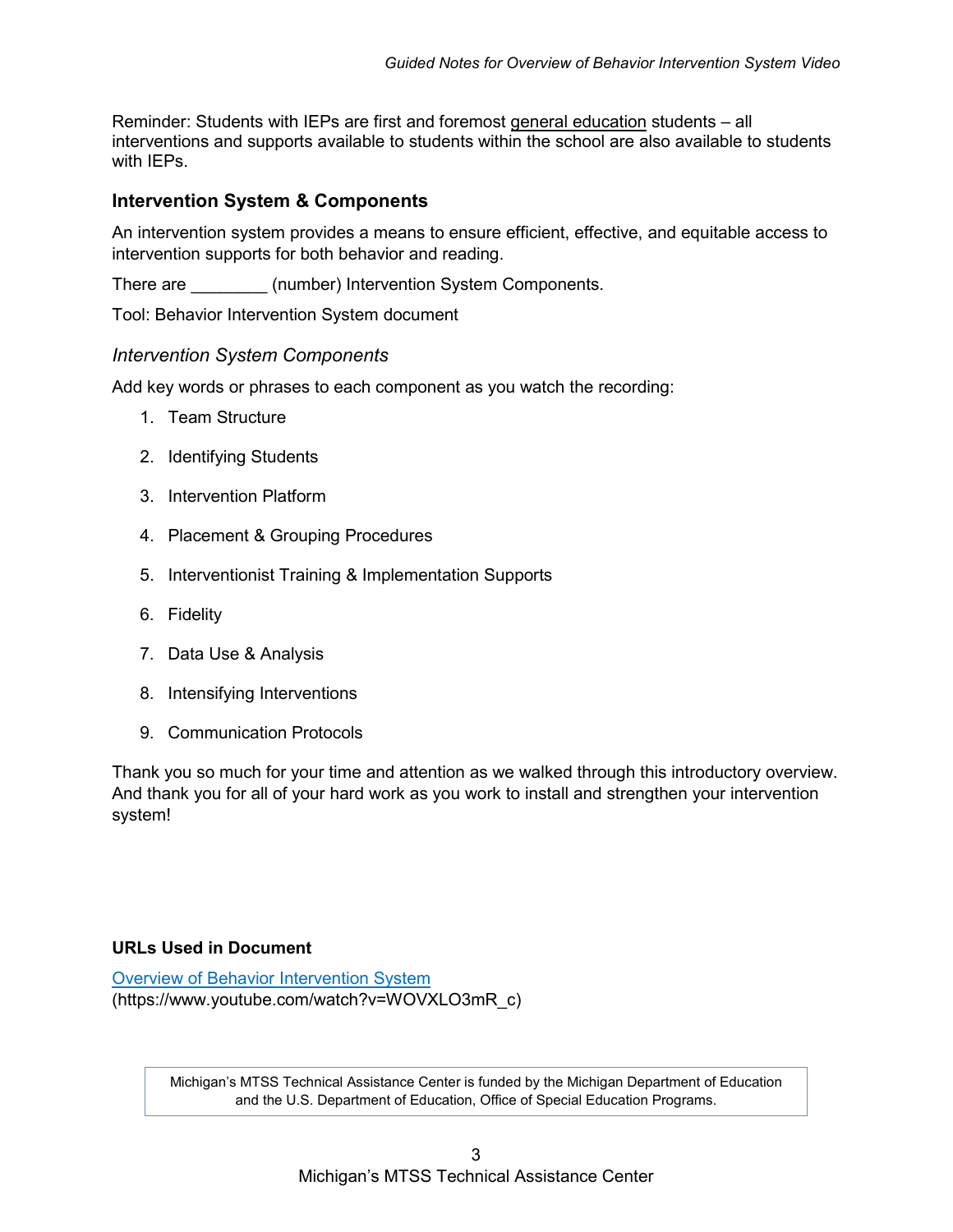Reminder: Students with IEPs are first and foremost general education students – all interventions and supports available to students within the school are also available to students with IEPs.

### Intervention System & Components

An intervention system provides a means to ensure efficient, effective, and equitable access to intervention supports for both behavior and reading.

There are ________ (number) Intervention System Components.

Tool: Behavior Intervention System document

#### *Intervention System Components*

Add key words or phrases to each component as you watch the recording:

1. Team Structure
2. Identifying Students
3. Intervention Platform
4. Placement & Grouping Procedures
5. Interventionist Training & Implementation Supports
6. Fidelity
7. Data Use & Analysis
8. Intensifying Interventions
9. Communication Protocols

Thank you so much for your time and attention as we walked through this introductory overview. And thank you for all of your hard work as you work to install and strengthen your intervention system!

**URLs Used in Document**

[Overview of Behavior Intervention System](https://www.youtube.com/watch?v=WOVXLO3mR_c)
(https://www.youtube.com/watch?v=WOVXLO3mR_c)

Michigan's MTSS Technical Assistance Center is funded by the Michigan Department of Education and the U.S. Department of Education, Office of Special Education Programs.